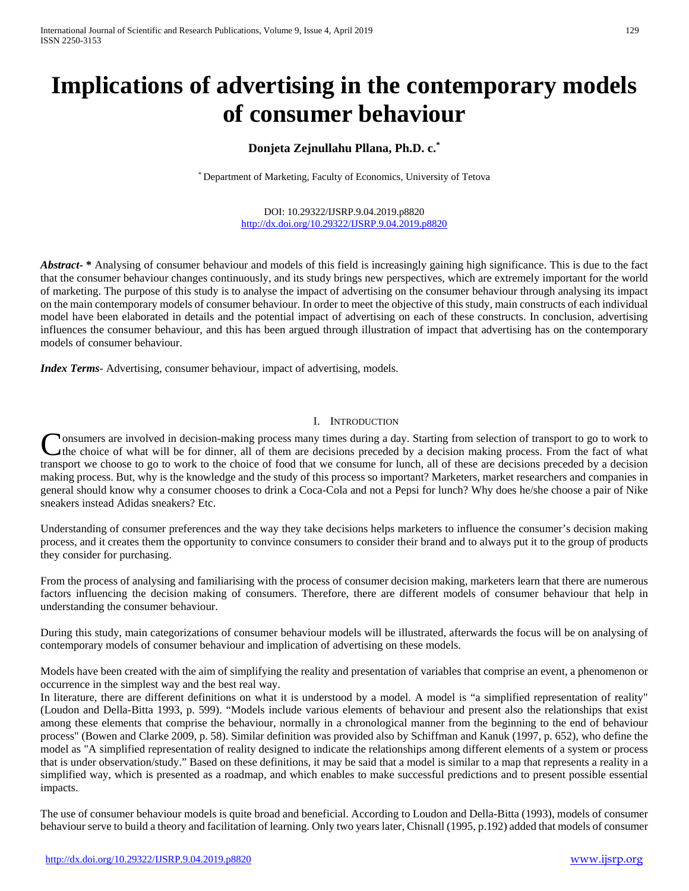# Implications of advertising in the contemporary models of consumer behaviour

**Donjeta Zejnullahu Pllana, Ph.D. c.***

* Department of Marketing, Faculty of Economics, University of Tetova

DOI: 10.29322/IJSRP.9.04.2019.p8820
http://dx.doi.org/10.29322/IJSRP.9.04.2019.p8820

***Abstract- *** Analysing of consumer behaviour and models of this field is increasingly gaining high significance. This is due to the fact that the consumer behaviour changes continuously, and its study brings new perspectives, which are extremely important for the world of marketing. The purpose of this study is to analyse the impact of advertising on the consumer behaviour through analysing its impact on the main contemporary models of consumer behaviour. In order to meet the objective of this study, main constructs of each individual model have been elaborated in details and the potential impact of advertising on each of these constructs. In conclusion, advertising influences the consumer behaviour, and this has been argued through illustration of impact that advertising has on the contemporary models of consumer behaviour.

***Index Terms***- Advertising, consumer behaviour, impact of advertising, models.

## I. Introduction

Consumers are involved in decision-making process many times during a day. Starting from selection of transport to go to work to the choice of what will be for dinner, all of them are decisions preceded by a decision making process. From the fact of what transport we choose to go to work to the choice of food that we consume for lunch, all of these are decisions preceded by a decision making process. But, why is the knowledge and the study of this process so important? Marketers, market researchers and companies in general should know why a consumer chooses to drink a Coca-Cola and not a Pepsi for lunch? Why does he/she choose a pair of Nike sneakers instead Adidas sneakers? Etc.

Understanding of consumer preferences and the way they take decisions helps marketers to influence the consumer's decision making process, and it creates them the opportunity to convince consumers to consider their brand and to always put it to the group of products they consider for purchasing.

From the process of analysing and familiarising with the process of consumer decision making, marketers learn that there are numerous factors influencing the decision making of consumers. Therefore, there are different models of consumer behaviour that help in understanding the consumer behaviour.

During this study, main categorizations of consumer behaviour models will be illustrated, afterwards the focus will be on analysing of contemporary models of consumer behaviour and implication of advertising on these models.

Models have been created with the aim of simplifying the reality and presentation of variables that comprise an event, a phenomenon or occurrence in the simplest way and the best real way.
In literature, there are different definitions on what it is understood by a model. A model is "a simplified representation of reality" (Loudon and Della-Bitta 1993, p. 599). "Models include various elements of behaviour and present also the relationships that exist among these elements that comprise the behaviour, normally in a chronological manner from the beginning to the end of behaviour process" (Bowen and Clarke 2009, p. 58). Similar definition was provided also by Schiffman and Kanuk (1997, p. 652), who define the model as "A simplified representation of reality designed to indicate the relationships among different elements of a system or process that is under observation/study." Based on these definitions, it may be said that a model is similar to a map that represents a reality in a simplified way, which is presented as a roadmap, and which enables to make successful predictions and to present possible essential impacts.

The use of consumer behaviour models is quite broad and beneficial. According to Loudon and Della-Bitta (1993), models of consumer behaviour serve to build a theory and facilitation of learning. Only two years later, Chisnall (1995, p.192) added that models of consumer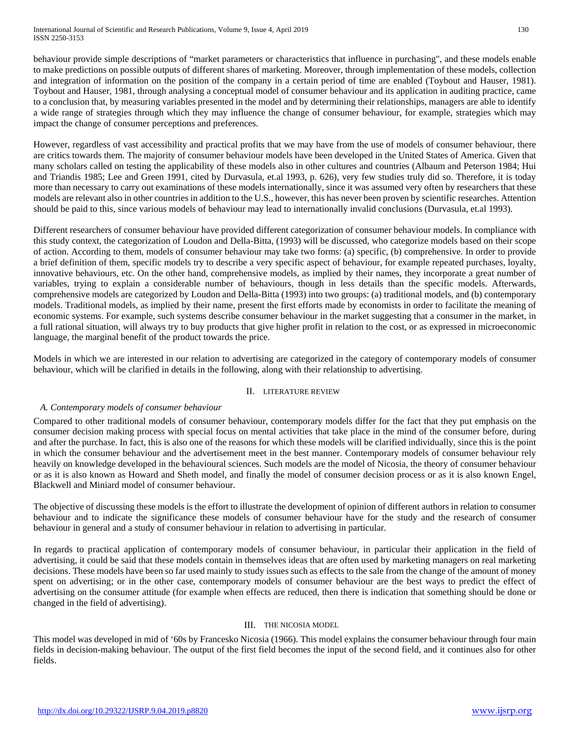behaviour provide simple descriptions of "market parameters or characteristics that influence in purchasing", and these models enable to make predictions on possible outputs of different shares of marketing. Moreover, through implementation of these models, collection and integration of information on the position of the company in a certain period of time are enabled (Toybout and Hauser, 1981). Toybout and Hauser, 1981, through analysing a conceptual model of consumer behaviour and its application in auditing practice, came to a conclusion that, by measuring variables presented in the model and by determining their relationships, managers are able to identify a wide range of strategies through which they may influence the change of consumer behaviour, for example, strategies which may impact the change of consumer perceptions and preferences.

However, regardless of vast accessibility and practical profits that we may have from the use of models of consumer behaviour, there are critics towards them. The majority of consumer behaviour models have been developed in the United States of America. Given that many scholars called on testing the applicability of these models also in other cultures and countries (Albaum and Peterson 1984; Hui and Triandis 1985; Lee and Green 1991, cited by Durvasula, et.al 1993, p. 626), very few studies truly did so. Therefore, it is today more than necessary to carry out examinations of these models internationally, since it was assumed very often by researchers that these models are relevant also in other countries in addition to the U.S., however, this has never been proven by scientific researches. Attention should be paid to this, since various models of behaviour may lead to internationally invalid conclusions (Durvasula, et.al 1993).

Different researchers of consumer behaviour have provided different categorization of consumer behaviour models. In compliance with this study context, the categorization of Loudon and Della-Bitta, (1993) will be discussed, who categorize models based on their scope of action. According to them, models of consumer behaviour may take two forms: (a) specific, (b) comprehensive. In order to provide a brief definition of them, specific models try to describe a very specific aspect of behaviour, for example repeated purchases, loyalty, innovative behaviours, etc. On the other hand, comprehensive models, as implied by their names, they incorporate a great number of variables, trying to explain a considerable number of behaviours, though in less details than the specific models. Afterwards, comprehensive models are categorized by Loudon and Della-Bitta (1993) into two groups: (a) traditional models, and (b) contemporary models. Traditional models, as implied by their name, present the first efforts made by economists in order to facilitate the meaning of economic systems. For example, such systems describe consumer behaviour in the market suggesting that a consumer in the market, in a full rational situation, will always try to buy products that give higher profit in relation to the cost, or as expressed in microeconomic language, the marginal benefit of the product towards the price.

Models in which we are interested in our relation to advertising are categorized in the category of contemporary models of consumer behaviour, which will be clarified in details in the following, along with their relationship to advertising.

## II. Literature Review

### *A. Contemporary models of consumer behaviour*

Compared to other traditional models of consumer behaviour, contemporary models differ for the fact that they put emphasis on the consumer decision making process with special focus on mental activities that take place in the mind of the consumer before, during and after the purchase. In fact, this is also one of the reasons for which these models will be clarified individually, since this is the point in which the consumer behaviour and the advertisement meet in the best manner. Contemporary models of consumer behaviour rely heavily on knowledge developed in the behavioural sciences. Such models are the model of Nicosia, the theory of consumer behaviour or as it is also known as Howard and Sheth model, and finally the model of consumer decision process or as it is also known Engel, Blackwell and Miniard model of consumer behaviour.

The objective of discussing these models is the effort to illustrate the development of opinion of different authors in relation to consumer behaviour and to indicate the significance these models of consumer behaviour have for the study and the research of consumer behaviour in general and a study of consumer behaviour in relation to advertising in particular.

In regards to practical application of contemporary models of consumer behaviour, in particular their application in the field of advertising, it could be said that these models contain in themselves ideas that are often used by marketing managers on real marketing decisions. These models have been so far used mainly to study issues such as effects to the sale from the change of the amount of money spent on advertising; or in the other case, contemporary models of consumer behaviour are the best ways to predict the effect of advertising on the consumer attitude (for example when effects are reduced, then there is indication that something should be done or changed in the field of advertising).

## III. The Nicosia Model

This model was developed in mid of '60s by Francesko Nicosia (1966). This model explains the consumer behaviour through four main fields in decision-making behaviour. The output of the first field becomes the input of the second field, and it continues also for other fields.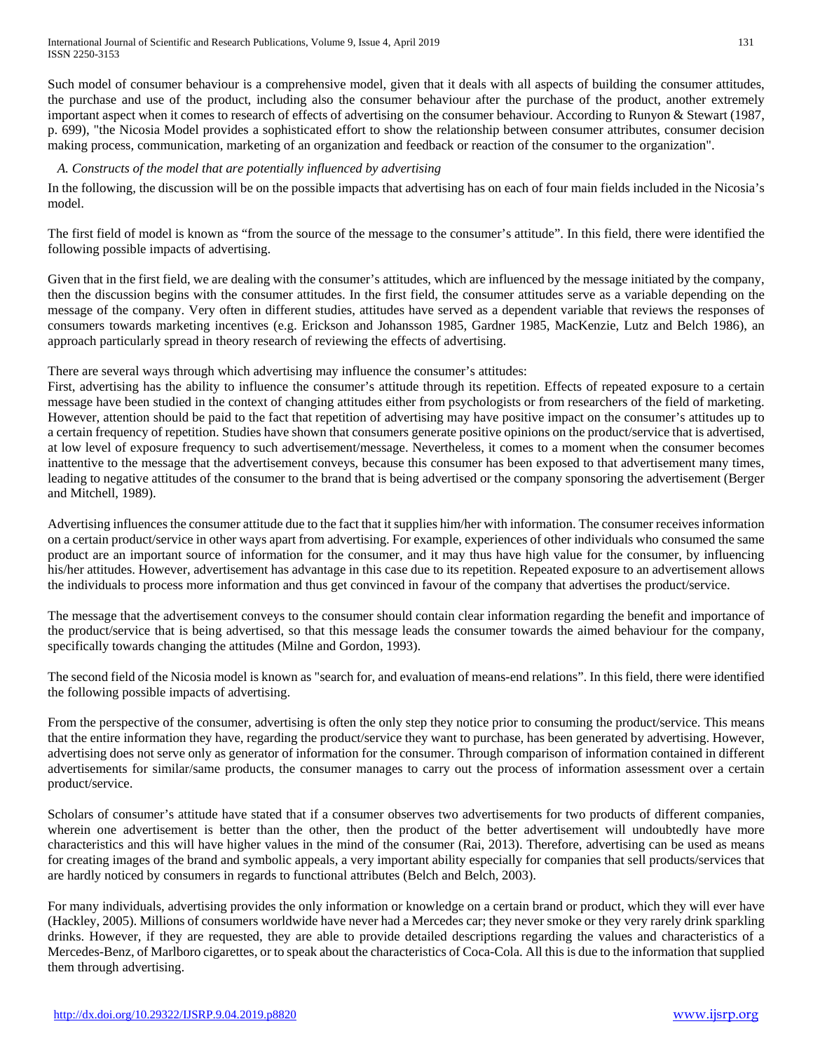Such model of consumer behaviour is a comprehensive model, given that it deals with all aspects of building the consumer attitudes, the purchase and use of the product, including also the consumer behaviour after the purchase of the product, another extremely important aspect when it comes to research of effects of advertising on the consumer behaviour. According to Runyon & Stewart (1987, p. 699), "the Nicosia Model provides a sophisticated effort to show the relationship between consumer attributes, consumer decision making process, communication, marketing of an organization and feedback or reaction of the consumer to the organization".

### *A. Constructs of the model that are potentially influenced by advertising*

In the following, the discussion will be on the possible impacts that advertising has on each of four main fields included in the Nicosia's model.

The first field of model is known as "from the source of the message to the consumer's attitude". In this field, there were identified the following possible impacts of advertising.

Given that in the first field, we are dealing with the consumer's attitudes, which are influenced by the message initiated by the company, then the discussion begins with the consumer attitudes. In the first field, the consumer attitudes serve as a variable depending on the message of the company. Very often in different studies, attitudes have served as a dependent variable that reviews the responses of consumers towards marketing incentives (e.g. Erickson and Johansson 1985, Gardner 1985, MacKenzie, Lutz and Belch 1986), an approach particularly spread in theory research of reviewing the effects of advertising.

There are several ways through which advertising may influence the consumer's attitudes:

First, advertising has the ability to influence the consumer's attitude through its repetition. Effects of repeated exposure to a certain message have been studied in the context of changing attitudes either from psychologists or from researchers of the field of marketing. However, attention should be paid to the fact that repetition of advertising may have positive impact on the consumer's attitudes up to a certain frequency of repetition. Studies have shown that consumers generate positive opinions on the product/service that is advertised, at low level of exposure frequency to such advertisement/message. Nevertheless, it comes to a moment when the consumer becomes inattentive to the message that the advertisement conveys, because this consumer has been exposed to that advertisement many times, leading to negative attitudes of the consumer to the brand that is being advertised or the company sponsoring the advertisement (Berger and Mitchell, 1989).

Advertising influences the consumer attitude due to the fact that it supplies him/her with information. The consumer receives information on a certain product/service in other ways apart from advertising. For example, experiences of other individuals who consumed the same product are an important source of information for the consumer, and it may thus have high value for the consumer, by influencing his/her attitudes. However, advertisement has advantage in this case due to its repetition. Repeated exposure to an advertisement allows the individuals to process more information and thus get convinced in favour of the company that advertises the product/service.

The message that the advertisement conveys to the consumer should contain clear information regarding the benefit and importance of the product/service that is being advertised, so that this message leads the consumer towards the aimed behaviour for the company, specifically towards changing the attitudes (Milne and Gordon, 1993).

The second field of the Nicosia model is known as "search for, and evaluation of means-end relations". In this field, there were identified the following possible impacts of advertising.

From the perspective of the consumer, advertising is often the only step they notice prior to consuming the product/service. This means that the entire information they have, regarding the product/service they want to purchase, has been generated by advertising. However, advertising does not serve only as generator of information for the consumer. Through comparison of information contained in different advertisements for similar/same products, the consumer manages to carry out the process of information assessment over a certain product/service.

Scholars of consumer's attitude have stated that if a consumer observes two advertisements for two products of different companies, wherein one advertisement is better than the other, then the product of the better advertisement will undoubtedly have more characteristics and this will have higher values in the mind of the consumer (Rai, 2013). Therefore, advertising can be used as means for creating images of the brand and symbolic appeals, a very important ability especially for companies that sell products/services that are hardly noticed by consumers in regards to functional attributes (Belch and Belch, 2003).

For many individuals, advertising provides the only information or knowledge on a certain brand or product, which they will ever have (Hackley, 2005). Millions of consumers worldwide have never had a Mercedes car; they never smoke or they very rarely drink sparkling drinks. However, if they are requested, they are able to provide detailed descriptions regarding the values and characteristics of a Mercedes-Benz, of Marlboro cigarettes, or to speak about the characteristics of Coca-Cola. All this is due to the information that supplied them through advertising.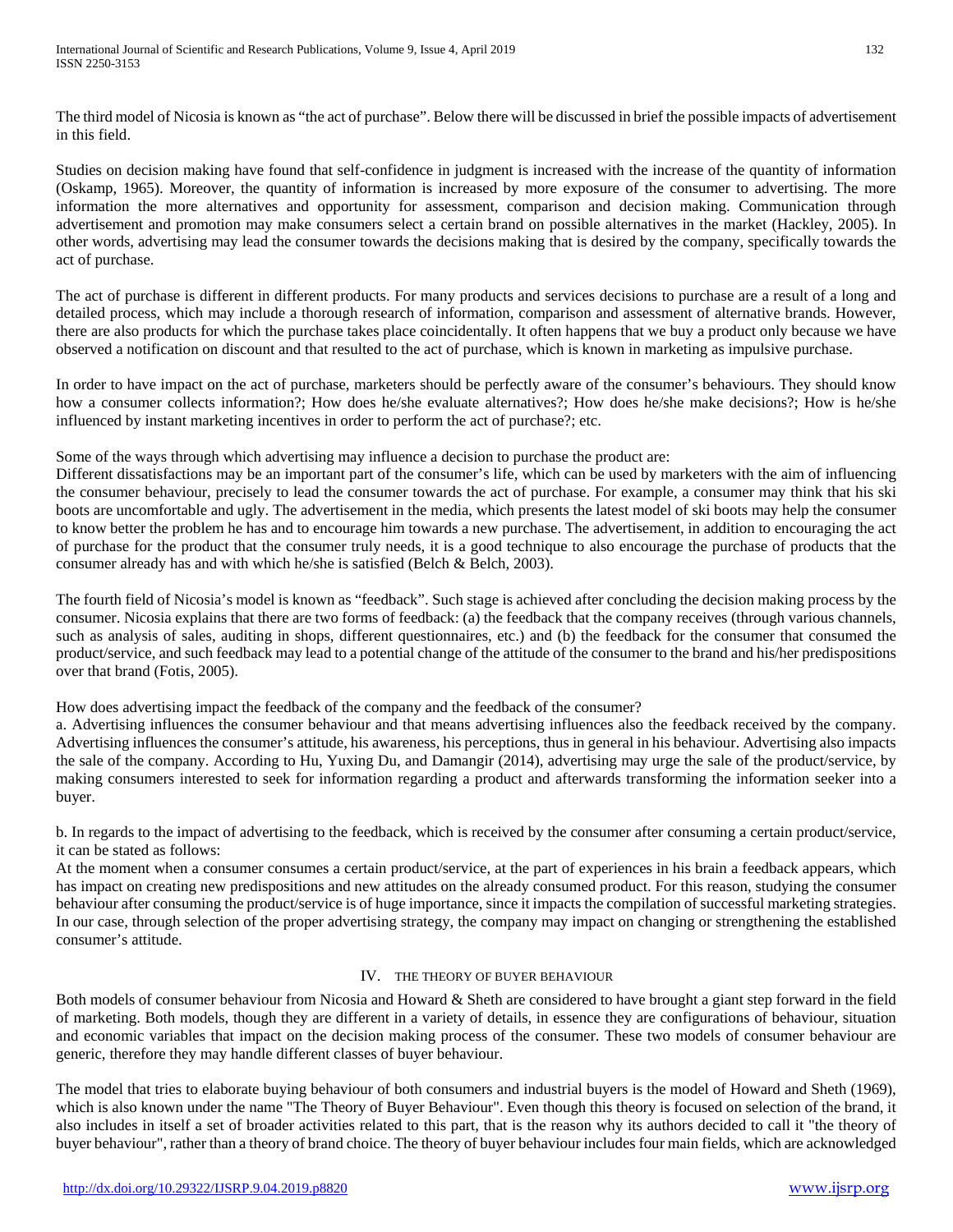The third model of Nicosia is known as "the act of purchase". Below there will be discussed in brief the possible impacts of advertisement in this field.

Studies on decision making have found that self-confidence in judgment is increased with the increase of the quantity of information (Oskamp, 1965). Moreover, the quantity of information is increased by more exposure of the consumer to advertising. The more information the more alternatives and opportunity for assessment, comparison and decision making. Communication through advertisement and promotion may make consumers select a certain brand on possible alternatives in the market (Hackley, 2005). In other words, advertising may lead the consumer towards the decisions making that is desired by the company, specifically towards the act of purchase.

The act of purchase is different in different products. For many products and services decisions to purchase are a result of a long and detailed process, which may include a thorough research of information, comparison and assessment of alternative brands. However, there are also products for which the purchase takes place coincidentally. It often happens that we buy a product only because we have observed a notification on discount and that resulted to the act of purchase, which is known in marketing as impulsive purchase.

In order to have impact on the act of purchase, marketers should be perfectly aware of the consumer's behaviours. They should know how a consumer collects information?; How does he/she evaluate alternatives?; How does he/she make decisions?; How is he/she influenced by instant marketing incentives in order to perform the act of purchase?; etc.

Some of the ways through which advertising may influence a decision to purchase the product are:
Different dissatisfactions may be an important part of the consumer's life, which can be used by marketers with the aim of influencing the consumer behaviour, precisely to lead the consumer towards the act of purchase. For example, a consumer may think that his ski boots are uncomfortable and ugly. The advertisement in the media, which presents the latest model of ski boots may help the consumer to know better the problem he has and to encourage him towards a new purchase. The advertisement, in addition to encouraging the act of purchase for the product that the consumer truly needs, it is a good technique to also encourage the purchase of products that the consumer already has and with which he/she is satisfied (Belch & Belch, 2003).

The fourth field of Nicosia's model is known as "feedback". Such stage is achieved after concluding the decision making process by the consumer. Nicosia explains that there are two forms of feedback: (a) the feedback that the company receives (through various channels, such as analysis of sales, auditing in shops, different questionnaires, etc.) and (b) the feedback for the consumer that consumed the product/service, and such feedback may lead to a potential change of the attitude of the consumer to the brand and his/her predispositions over that brand (Fotis, 2005).

How does advertising impact the feedback of the company and the feedback of the consumer?
a. Advertising influences the consumer behaviour and that means advertising influences also the feedback received by the company. Advertising influences the consumer's attitude, his awareness, his perceptions, thus in general in his behaviour. Advertising also impacts the sale of the company. According to Hu, Yuxing Du, and Damangir (2014), advertising may urge the sale of the product/service, by making consumers interested to seek for information regarding a product and afterwards transforming the information seeker into a buyer.

b. In regards to the impact of advertising to the feedback, which is received by the consumer after consuming a certain product/service, it can be stated as follows:
At the moment when a consumer consumes a certain product/service, at the part of experiences in his brain a feedback appears, which has impact on creating new predispositions and new attitudes on the already consumed product. For this reason, studying the consumer behaviour after consuming the product/service is of huge importance, since it impacts the compilation of successful marketing strategies. In our case, through selection of the proper advertising strategy, the company may impact on changing or strengthening the established consumer's attitude.

## IV. THE THEORY OF BUYER BEHAVIOUR

Both models of consumer behaviour from Nicosia and Howard & Sheth are considered to have brought a giant step forward in the field of marketing. Both models, though they are different in a variety of details, in essence they are configurations of behaviour, situation and economic variables that impact on the decision making process of the consumer. These two models of consumer behaviour are generic, therefore they may handle different classes of buyer behaviour.

The model that tries to elaborate buying behaviour of both consumers and industrial buyers is the model of Howard and Sheth (1969), which is also known under the name "The Theory of Buyer Behaviour". Even though this theory is focused on selection of the brand, it also includes in itself a set of broader activities related to this part, that is the reason why its authors decided to call it "the theory of buyer behaviour", rather than a theory of brand choice. The theory of buyer behaviour includes four main fields, which are acknowledged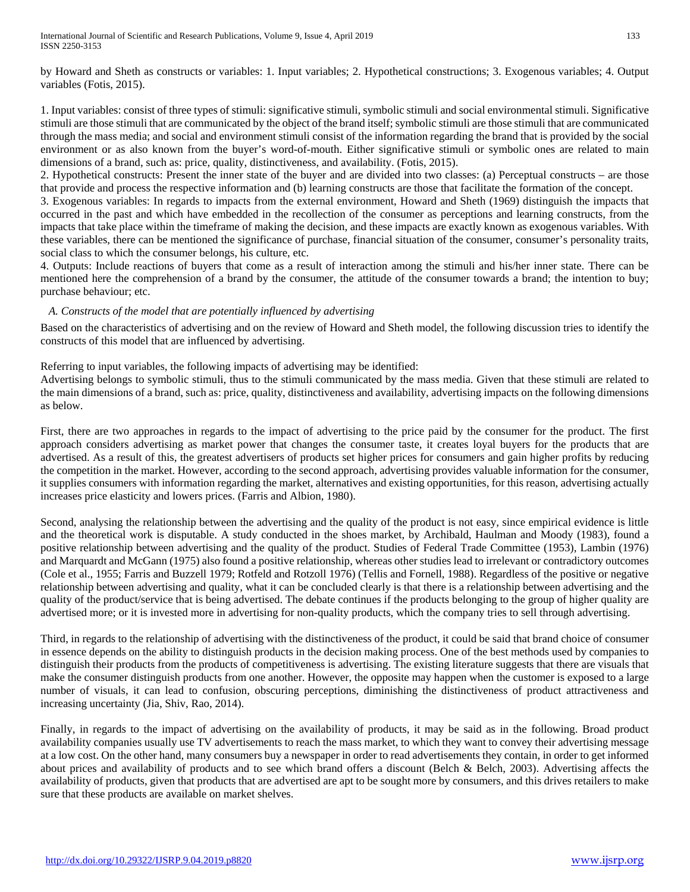by Howard and Sheth as constructs or variables: 1. Input variables; 2. Hypothetical constructions; 3. Exogenous variables; 4. Output variables (Fotis, 2015).

1. Input variables: consist of three types of stimuli: significative stimuli, symbolic stimuli and social environmental stimuli. Significative stimuli are those stimuli that are communicated by the object of the brand itself; symbolic stimuli are those stimuli that are communicated through the mass media; and social and environment stimuli consist of the information regarding the brand that is provided by the social environment or as also known from the buyer's word-of-mouth. Either significative stimuli or symbolic ones are related to main dimensions of a brand, such as: price, quality, distinctiveness, and availability. (Fotis, 2015).

2. Hypothetical constructs: Present the inner state of the buyer and are divided into two classes: (a) Perceptual constructs – are those that provide and process the respective information and (b) learning constructs are those that facilitate the formation of the concept.

3. Exogenous variables: In regards to impacts from the external environment, Howard and Sheth (1969) distinguish the impacts that occurred in the past and which have embedded in the recollection of the consumer as perceptions and learning constructs, from the impacts that take place within the timeframe of making the decision, and these impacts are exactly known as exogenous variables. With these variables, there can be mentioned the significance of purchase, financial situation of the consumer, consumer's personality traits, social class to which the consumer belongs, his culture, etc.

4. Outputs: Include reactions of buyers that come as a result of interaction among the stimuli and his/her inner state. There can be mentioned here the comprehension of a brand by the consumer, the attitude of the consumer towards a brand; the intention to buy; purchase behaviour; etc.

### *A. Constructs of the model that are potentially influenced by advertising*

Based on the characteristics of advertising and on the review of Howard and Sheth model, the following discussion tries to identify the constructs of this model that are influenced by advertising.

Referring to input variables, the following impacts of advertising may be identified:
Advertising belongs to symbolic stimuli, thus to the stimuli communicated by the mass media. Given that these stimuli are related to the main dimensions of a brand, such as: price, quality, distinctiveness and availability, advertising impacts on the following dimensions as below.

First, there are two approaches in regards to the impact of advertising to the price paid by the consumer for the product. The first approach considers advertising as market power that changes the consumer taste, it creates loyal buyers for the products that are advertised. As a result of this, the greatest advertisers of products set higher prices for consumers and gain higher profits by reducing the competition in the market. However, according to the second approach, advertising provides valuable information for the consumer, it supplies consumers with information regarding the market, alternatives and existing opportunities, for this reason, advertising actually increases price elasticity and lowers prices. (Farris and Albion, 1980).

Second, analysing the relationship between the advertising and the quality of the product is not easy, since empirical evidence is little and the theoretical work is disputable. A study conducted in the shoes market, by Archibald, Haulman and Moody (1983), found a positive relationship between advertising and the quality of the product. Studies of Federal Trade Committee (1953), Lambin (1976) and Marquardt and McGann (1975) also found a positive relationship, whereas other studies lead to irrelevant or contradictory outcomes (Cole et al., 1955; Farris and Buzzell 1979; Rotfeld and Rotzoll 1976) (Tellis and Fornell, 1988). Regardless of the positive or negative relationship between advertising and quality, what it can be concluded clearly is that there is a relationship between advertising and the quality of the product/service that is being advertised. The debate continues if the products belonging to the group of higher quality are advertised more; or it is invested more in advertising for non-quality products, which the company tries to sell through advertising.

Third, in regards to the relationship of advertising with the distinctiveness of the product, it could be said that brand choice of consumer in essence depends on the ability to distinguish products in the decision making process. One of the best methods used by companies to distinguish their products from the products of competitiveness is advertising. The existing literature suggests that there are visuals that make the consumer distinguish products from one another. However, the opposite may happen when the customer is exposed to a large number of visuals, it can lead to confusion, obscuring perceptions, diminishing the distinctiveness of product attractiveness and increasing uncertainty (Jia, Shiv, Rao, 2014).

Finally, in regards to the impact of advertising on the availability of products, it may be said as in the following. Broad product availability companies usually use TV advertisements to reach the mass market, to which they want to convey their advertising message at a low cost. On the other hand, many consumers buy a newspaper in order to read advertisements they contain, in order to get informed about prices and availability of products and to see which brand offers a discount (Belch & Belch, 2003). Advertising affects the availability of products, given that products that are advertised are apt to be sought more by consumers, and this drives retailers to make sure that these products are available on market shelves.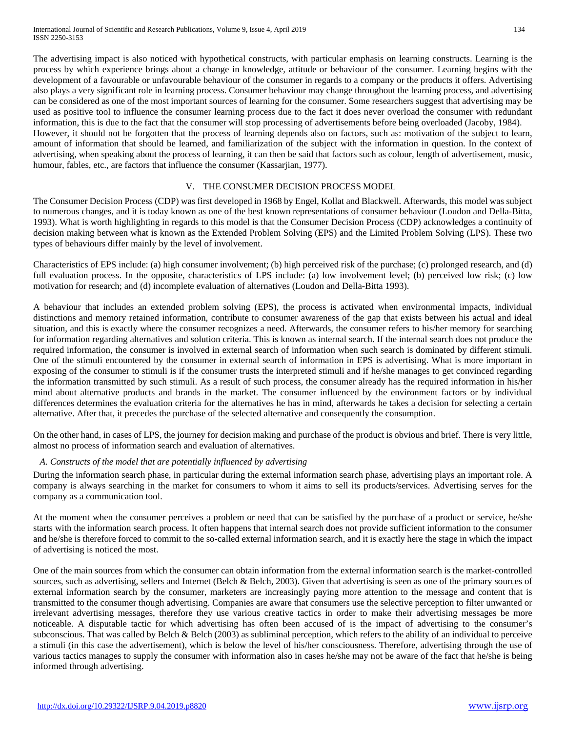The advertising impact is also noticed with hypothetical constructs, with particular emphasis on learning constructs. Learning is the process by which experience brings about a change in knowledge, attitude or behaviour of the consumer. Learning begins with the development of a favourable or unfavourable behaviour of the consumer in regards to a company or the products it offers. Advertising also plays a very significant role in learning process. Consumer behaviour may change throughout the learning process, and advertising can be considered as one of the most important sources of learning for the consumer. Some researchers suggest that advertising may be used as positive tool to influence the consumer learning process due to the fact it does never overload the consumer with redundant information, this is due to the fact that the consumer will stop processing of advertisements before being overloaded (Jacoby, 1984).
However, it should not be forgotten that the process of learning depends also on factors, such as: motivation of the subject to learn, amount of information that should be learned, and familiarization of the subject with the information in question. In the context of advertising, when speaking about the process of learning, it can then be said that factors such as colour, length of advertisement, music, humour, fables, etc., are factors that influence the consumer (Kassarjian, 1977).

## V. The Consumer Decision Process Model

The Consumer Decision Process (CDP) was first developed in 1968 by Engel, Kollat and Blackwell. Afterwards, this model was subject to numerous changes, and it is today known as one of the best known representations of consumer behaviour (Loudon and Della-Bitta, 1993). What is worth highlighting in regards to this model is that the Consumer Decision Process (CDP) acknowledges a continuity of decision making between what is known as the Extended Problem Solving (EPS) and the Limited Problem Solving (LPS). These two types of behaviours differ mainly by the level of involvement.

Characteristics of EPS include: (a) high consumer involvement; (b) high perceived risk of the purchase; (c) prolonged research, and (d) full evaluation process. In the opposite, characteristics of LPS include: (a) low involvement level; (b) perceived low risk; (c) low motivation for research; and (d) incomplete evaluation of alternatives (Loudon and Della-Bitta 1993).

A behaviour that includes an extended problem solving (EPS), the process is activated when environmental impacts, individual distinctions and memory retained information, contribute to consumer awareness of the gap that exists between his actual and ideal situation, and this is exactly where the consumer recognizes a need. Afterwards, the consumer refers to his/her memory for searching for information regarding alternatives and solution criteria. This is known as internal search. If the internal search does not produce the required information, the consumer is involved in external search of information when such search is dominated by different stimuli. One of the stimuli encountered by the consumer in external search of information in EPS is advertising. What is more important in exposing of the consumer to stimuli is if the consumer trusts the interpreted stimuli and if he/she manages to get convinced regarding the information transmitted by such stimuli. As a result of such process, the consumer already has the required information in his/her mind about alternative products and brands in the market. The consumer influenced by the environment factors or by individual differences determines the evaluation criteria for the alternatives he has in mind, afterwards he takes a decision for selecting a certain alternative. After that, it precedes the purchase of the selected alternative and consequently the consumption.

On the other hand, in cases of LPS, the journey for decision making and purchase of the product is obvious and brief. There is very little, almost no process of information search and evaluation of alternatives.

### *A. Constructs of the model that are potentially influenced by advertising*

During the information search phase, in particular during the external information search phase, advertising plays an important role. A company is always searching in the market for consumers to whom it aims to sell its products/services. Advertising serves for the company as a communication tool.

At the moment when the consumer perceives a problem or need that can be satisfied by the purchase of a product or service, he/she starts with the information search process. It often happens that internal search does not provide sufficient information to the consumer and he/she is therefore forced to commit to the so-called external information search, and it is exactly here the stage in which the impact of advertising is noticed the most.

One of the main sources from which the consumer can obtain information from the external information search is the market-controlled sources, such as advertising, sellers and Internet (Belch & Belch, 2003). Given that advertising is seen as one of the primary sources of external information search by the consumer, marketers are increasingly paying more attention to the message and content that is transmitted to the consumer though advertising. Companies are aware that consumers use the selective perception to filter unwanted or irrelevant advertising messages, therefore they use various creative tactics in order to make their advertising messages be more noticeable. A disputable tactic for which advertising has often been accused of is the impact of advertising to the consumer's subconscious. That was called by Belch & Belch (2003) as subliminal perception, which refers to the ability of an individual to perceive a stimuli (in this case the advertisement), which is below the level of his/her consciousness. Therefore, advertising through the use of various tactics manages to supply the consumer with information also in cases he/she may not be aware of the fact that he/she is being informed through advertising.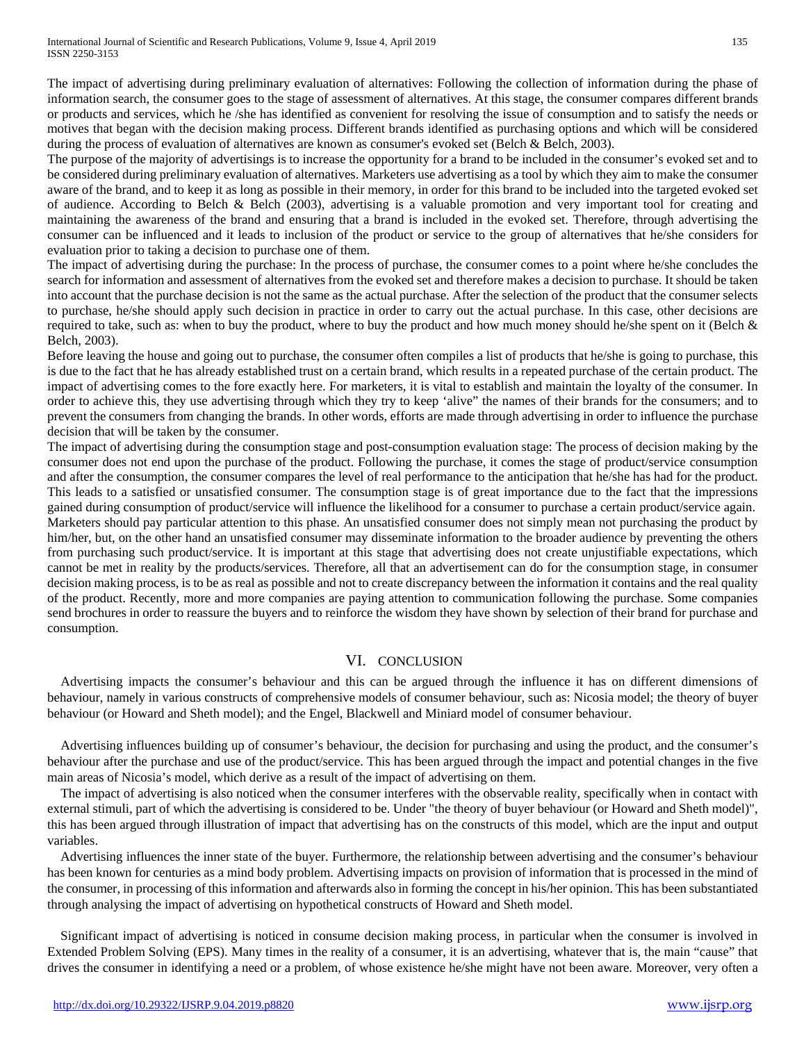The impact of advertising during preliminary evaluation of alternatives: Following the collection of information during the phase of information search, the consumer goes to the stage of assessment of alternatives. At this stage, the consumer compares different brands or products and services, which he /she has identified as convenient for resolving the issue of consumption and to satisfy the needs or motives that began with the decision making process. Different brands identified as purchasing options and which will be considered during the process of evaluation of alternatives are known as consumer's evoked set (Belch & Belch, 2003).

The purpose of the majority of advertisings is to increase the opportunity for a brand to be included in the consumer's evoked set and to be considered during preliminary evaluation of alternatives. Marketers use advertising as a tool by which they aim to make the consumer aware of the brand, and to keep it as long as possible in their memory, in order for this brand to be included into the targeted evoked set of audience. According to Belch & Belch (2003), advertising is a valuable promotion and very important tool for creating and maintaining the awareness of the brand and ensuring that a brand is included in the evoked set. Therefore, through advertising the consumer can be influenced and it leads to inclusion of the product or service to the group of alternatives that he/she considers for evaluation prior to taking a decision to purchase one of them.

The impact of advertising during the purchase: In the process of purchase, the consumer comes to a point where he/she concludes the search for information and assessment of alternatives from the evoked set and therefore makes a decision to purchase. It should be taken into account that the purchase decision is not the same as the actual purchase. After the selection of the product that the consumer selects to purchase, he/she should apply such decision in practice in order to carry out the actual purchase. In this case, other decisions are required to take, such as: when to buy the product, where to buy the product and how much money should he/she spent on it (Belch & Belch, 2003).

Before leaving the house and going out to purchase, the consumer often compiles a list of products that he/she is going to purchase, this is due to the fact that he has already established trust on a certain brand, which results in a repeated purchase of the certain product. The impact of advertising comes to the fore exactly here. For marketers, it is vital to establish and maintain the loyalty of the consumer. In order to achieve this, they use advertising through which they try to keep 'alive" the names of their brands for the consumers; and to prevent the consumers from changing the brands. In other words, efforts are made through advertising in order to influence the purchase decision that will be taken by the consumer.

The impact of advertising during the consumption stage and post-consumption evaluation stage: The process of decision making by the consumer does not end upon the purchase of the product. Following the purchase, it comes the stage of product/service consumption and after the consumption, the consumer compares the level of real performance to the anticipation that he/she has had for the product. This leads to a satisfied or unsatisfied consumer. The consumption stage is of great importance due to the fact that the impressions gained during consumption of product/service will influence the likelihood for a consumer to purchase a certain product/service again. Marketers should pay particular attention to this phase. An unsatisfied consumer does not simply mean not purchasing the product by him/her, but, on the other hand an unsatisfied consumer may disseminate information to the broader audience by preventing the others from purchasing such product/service. It is important at this stage that advertising does not create unjustifiable expectations, which cannot be met in reality by the products/services. Therefore, all that an advertisement can do for the consumption stage, in consumer decision making process, is to be as real as possible and not to create discrepancy between the information it contains and the real quality of the product. Recently, more and more companies are paying attention to communication following the purchase. Some companies send brochures in order to reassure the buyers and to reinforce the wisdom they have shown by selection of their brand for purchase and consumption.

# VI. CONCLUSION

Advertising impacts the consumer's behaviour and this can be argued through the influence it has on different dimensions of behaviour, namely in various constructs of comprehensive models of consumer behaviour, such as: Nicosia model; the theory of buyer behaviour (or Howard and Sheth model); and the Engel, Blackwell and Miniard model of consumer behaviour.

Advertising influences building up of consumer's behaviour, the decision for purchasing and using the product, and the consumer's behaviour after the purchase and use of the product/service. This has been argued through the impact and potential changes in the five main areas of Nicosia's model, which derive as a result of the impact of advertising on them.

The impact of advertising is also noticed when the consumer interferes with the observable reality, specifically when in contact with external stimuli, part of which the advertising is considered to be. Under "the theory of buyer behaviour (or Howard and Sheth model)", this has been argued through illustration of impact that advertising has on the constructs of this model, which are the input and output variables.

Advertising influences the inner state of the buyer. Furthermore, the relationship between advertising and the consumer's behaviour has been known for centuries as a mind body problem. Advertising impacts on provision of information that is processed in the mind of the consumer, in processing of this information and afterwards also in forming the concept in his/her opinion. This has been substantiated through analysing the impact of advertising on hypothetical constructs of Howard and Sheth model.

Significant impact of advertising is noticed in consume decision making process, in particular when the consumer is involved in Extended Problem Solving (EPS). Many times in the reality of a consumer, it is an advertising, whatever that is, the main "cause" that drives the consumer in identifying a need or a problem, of whose existence he/she might have not been aware. Moreover, very often a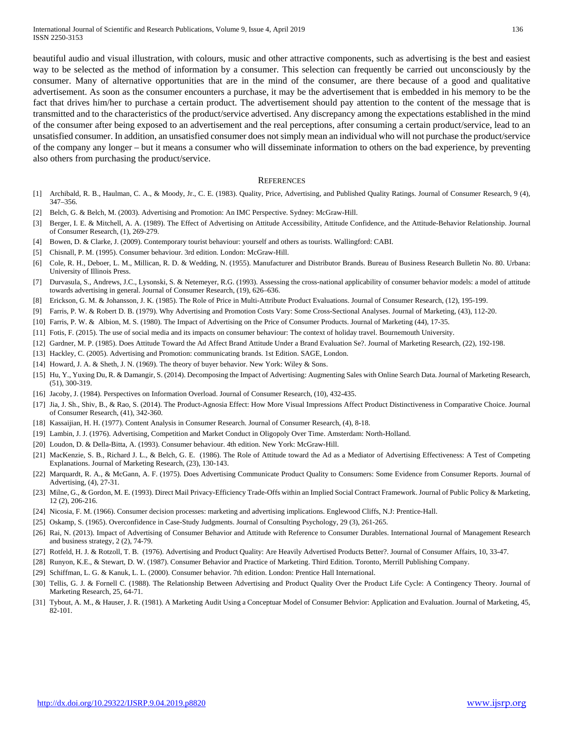beautiful audio and visual illustration, with colours, music and other attractive components, such as advertising is the best and easiest way to be selected as the method of information by a consumer. This selection can frequently be carried out unconsciously by the consumer. Many of alternative opportunities that are in the mind of the consumer, are there because of a good and qualitative advertisement. As soon as the consumer encounters a purchase, it may be the advertisement that is embedded in his memory to be the fact that drives him/her to purchase a certain product. The advertisement should pay attention to the content of the message that is transmitted and to the characteristics of the product/service advertised. Any discrepancy among the expectations established in the mind of the consumer after being exposed to an advertisement and the real perceptions, after consuming a certain product/service, lead to an unsatisfied consumer. In addition, an unsatisfied consumer does not simply mean an individual who will not purchase the product/service of the company any longer – but it means a consumer who will disseminate information to others on the bad experience, by preventing also others from purchasing the product/service.

## References

[1] Archibald, R. B., Haulman, C. A., & Moody, Jr., C. E. (1983). Quality, Price, Advertising, and Published Quality Ratings. Journal of Consumer Research, 9 (4), 347–356.

[2] Belch, G. & Belch, M. (2003). Advertising and Promotion: An IMC Perspective. Sydney: McGraw-Hill.

[3] Berger, I. E. & Mitchell, A. A. (1989). The Effect of Advertising on Attitude Accessibility, Attitude Confidence, and the Attitude-Behavior Relationship. Journal of Consumer Research, (1), 269-279.

[4] Bowen, D. & Clarke, J. (2009). Contemporary tourist behaviour: yourself and others as tourists. Wallingford: CABI.

[5] Chisnall, P. M. (1995). Consumer behaviour. 3rd edition. London: McGraw-Hill.

[6] Cole, R. H., Deboer, L. M., Millican, R. D. & Wedding, N. (1955). Manufacturer and Distributor Brands. Bureau of Business Research Bulletin No. 80. Urbana: University of Illinois Press.

[7] Durvasula, S., Andrews, J.C., Lysonski, S. & Netemeyer, R.G. (1993). Assessing the cross-national applicability of consumer behavior models: a model of attitude towards advertising in general. Journal of Consumer Research, (19), 626–636.

[8] Erickson, G. M. & Johansson, J. K. (1985). The Role of Price in Multi-Attribute Product Evaluations. Journal of Consumer Research, (12), 195-199.

[9] Farris, P. W. & Robert D. B. (1979). Why Advertising and Promotion Costs Vary: Some Cross-Sectional Analyses. Journal of Marketing, (43), 112-20.

[10] Farris, P. W. & Albion, M. S. (1980). The Impact of Advertising on the Price of Consumer Products. Journal of Marketing (44), 17-35.

[11] Fotis, F. (2015). The use of social media and its impacts on consumer behaviour: The context of holiday travel. Bournemouth University.

[12] Gardner, M. P. (1985). Does Attitude Toward the Ad Affect Brand Attitude Under a Brand Evaluation Se?. Journal of Marketing Research, (22), 192-198.

[13] Hackley, C. (2005). Advertising and Promotion: communicating brands. 1st Edition. SAGE, London.

[14] Howard, J. A. & Sheth, J. N. (1969). The theory of buyer behavior. New York: Wiley & Sons.

[15] Hu, Y., Yuxing Du, R. & Damangir, S. (2014). Decomposing the Impact of Advertising: Augmenting Sales with Online Search Data. Journal of Marketing Research, (51), 300-319.

[16] Jacoby, J. (1984). Perspectives on Information Overload. Journal of Consumer Research, (10), 432-435.

[17] Jia, J. Sh., Shiv, B., & Rao, S. (2014). The Product-Agnosia Effect: How More Visual Impressions Affect Product Distinctiveness in Comparative Choice. Journal of Consumer Research, (41), 342-360.

[18] Kassaijian, H. H. (1977). Content Analysis in Consumer Research. Journal of Consumer Research, (4), 8-18.

[19] Lambin, J. J. (1976). Advertising, Competition and Market Conduct in Oligopoly Over Time. Amsterdam: North-Holland.

[20] Loudon, D. & Della-Bitta, A. (1993). Consumer behaviour. 4th edition. New York: McGraw-Hill.

[21] MacKenzie, S. B., Richard J. L., & Belch, G. E. (1986). The Role of Attitude toward the Ad as a Mediator of Advertising Effectiveness: A Test of Competing Explanations. Journal of Marketing Research, (23), 130-143.

[22] Marquardt, R. A., & McGann, A. F. (1975). Does Advertising Communicate Product Quality to Consumers: Some Evidence from Consumer Reports. Journal of Advertising, (4), 27-31.

[23] Milne, G., & Gordon, M. E. (1993). Direct Mail Privacy-Efficiency Trade-Offs within an Implied Social Contract Framework. Journal of Public Policy & Marketing, 12 (2), 206-216.

[24] Nicosia, F. M. (1966). Consumer decision processes: marketing and advertising implications. Englewood Cliffs, N.J: Prentice-Hall.

[25] Oskamp, S. (1965). Overconfidence in Case-Study Judgments. Journal of Consulting Psychology, 29 (3), 261-265.

[26] Rai, N. (2013). Impact of Advertising of Consumer Behavior and Attitude with Reference to Consumer Durables. International Journal of Management Research and business strategy, 2 (2), 74-79.

[27] Rotfeld, H. J. & Rotzoll, T. B. (1976). Advertising and Product Quality: Are Heavily Advertised Products Better?. Journal of Consumer Affairs, 10, 33-47.

[28] Runyon, K.E., & Stewart, D. W. (1987). Consumer Behavior and Practice of Marketing. Third Edition. Toronto, Merrill Publishing Company.

[29] Schiffman, L. G. & Kanuk, L. L. (2000). Consumer behavior. 7th edition. London: Prentice Hall International.

[30] Tellis, G. J. & Fornell C. (1988). The Relationship Between Advertising and Product Quality Over the Product Life Cycle: A Contingency Theory. Journal of Marketing Research, 25, 64-71.

[31] Tybout, A. M., & Hauser, J. R. (1981). A Marketing Audit Using a Conceptuar Model of Consumer Behvior: Application and Evaluation. Journal of Marketing, 45, 82-101.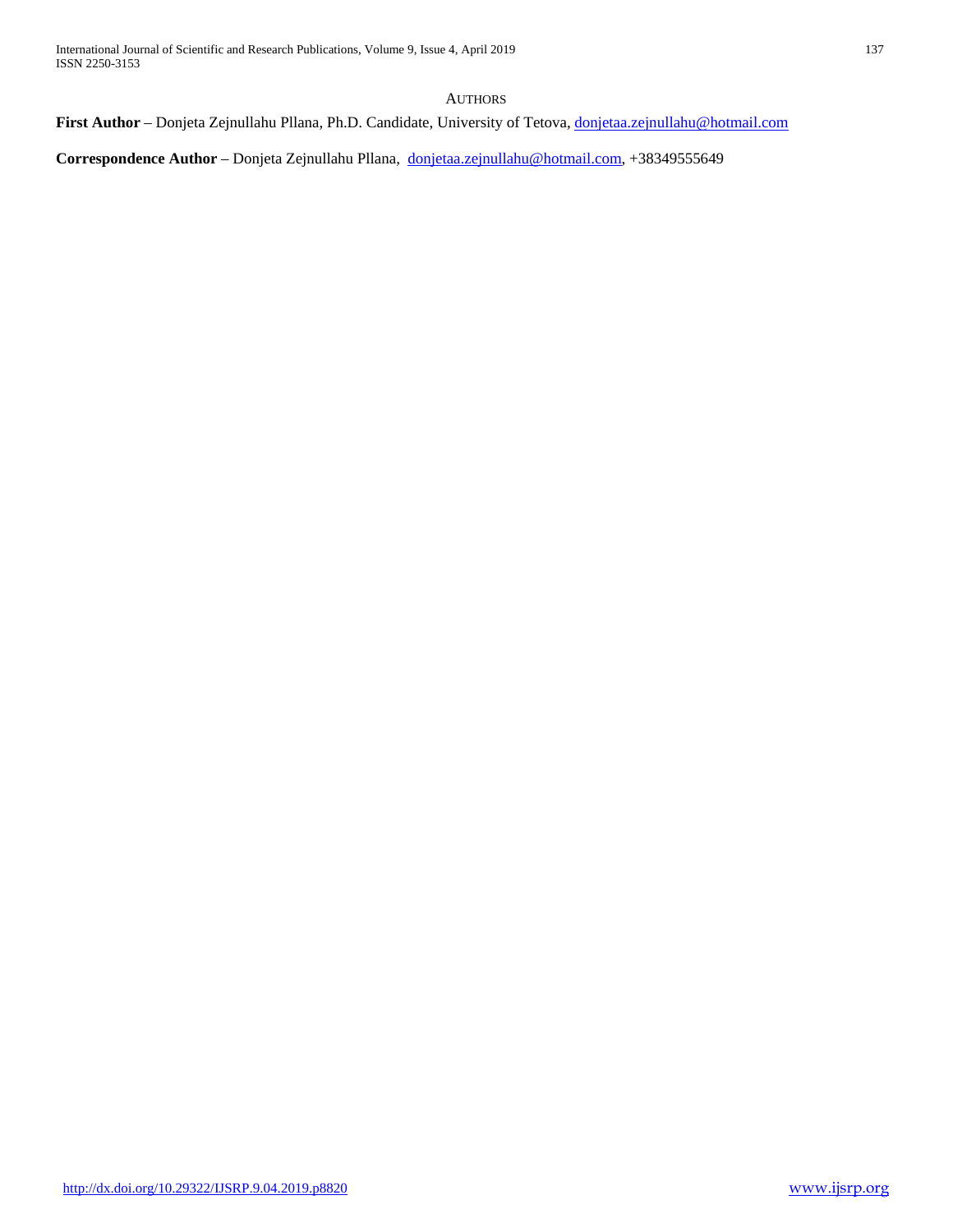## AUTHORS

**First Author** – Donjeta Zejnullahu Pllana, Ph.D. Candidate, University of Tetova, donjetaa.zejnullahu@hotmail.com

**Correspondence Author** – Donjeta Zejnullahu Pllana, donjetaa.zejnullahu@hotmail.com, +38349555649